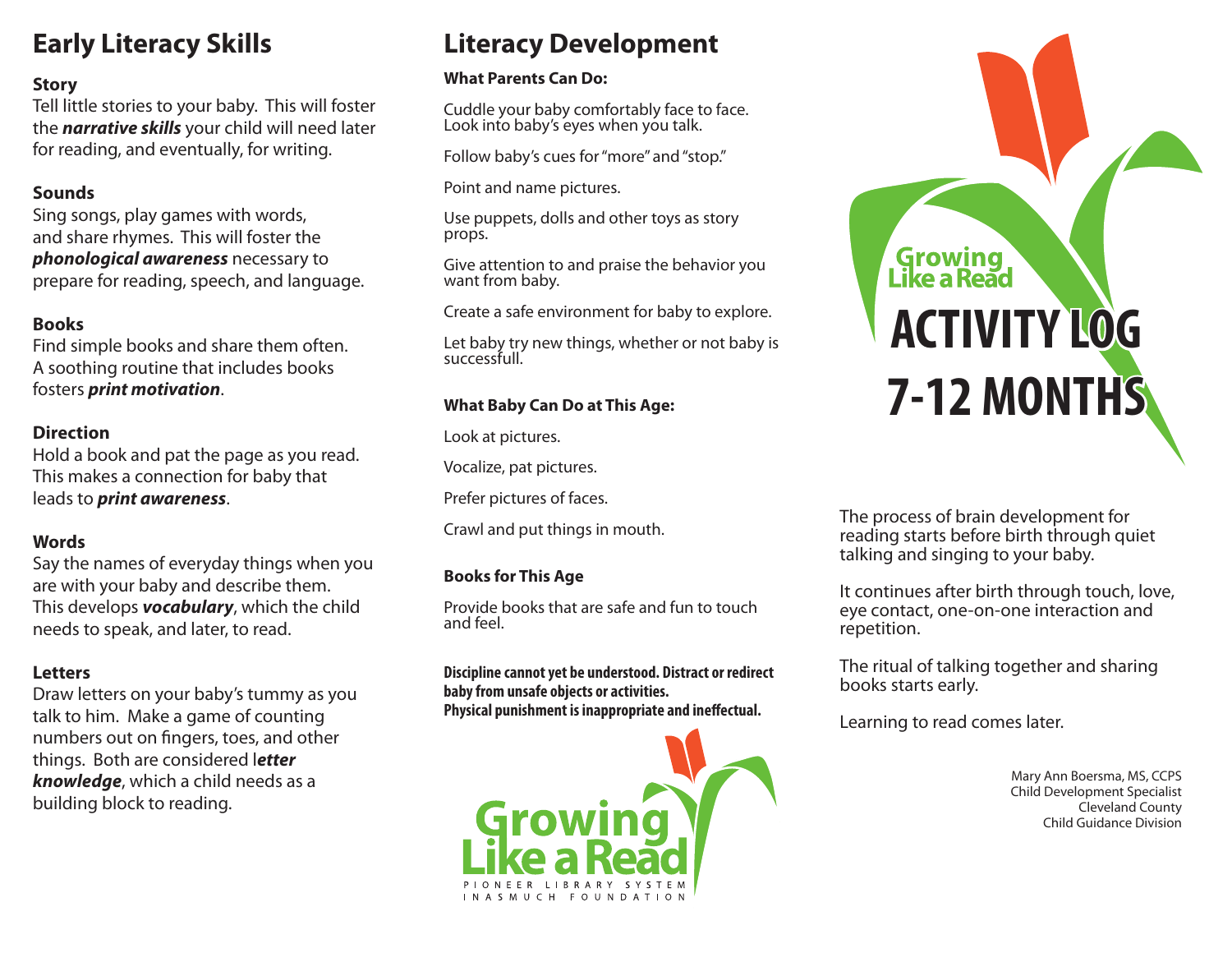## Early Literacy Skills

**Story**
Tell little stories to your baby. This will foster the ***narrative skills*** your child will need later for reading, and eventually, for writing.

**Sounds**
Sing songs, play games with words, and share rhymes. This will foster the ***phonological awareness*** necessary to prepare for reading, speech, and language.

**Books**
Find simple books and share them often. A soothing routine that includes books fosters ***print motivation***.

**Direction**
Hold a book and pat the page as you read. This makes a connection for baby that leads to ***print awareness***.

**Words**
Say the names of everyday things when you are with your baby and describe them. This develops ***vocabulary***, which the child needs to speak, and later, to read.

**Letters**
Draw letters on your baby's tummy as you talk to him. Make a game of counting numbers out on fingers, toes, and other things. Both are considered l***etter knowledge***, which a child needs as a building block to reading.

## Literacy Development

**What Parents Can Do:**

Cuddle your baby comfortably face to face. Look into baby's eyes when you talk.

Follow baby's cues for "more" and "stop."

Point and name pictures.

Use puppets, dolls and other toys as story props.

Give attention to and praise the behavior you want from baby.

Create a safe environment for baby to explore.

Let baby try new things, whether or not baby is successfull.

**What Baby Can Do at This Age:**

Look at pictures.

Vocalize, pat pictures.

Prefer pictures of faces.

Crawl and put things in mouth.

**Books for This Age**

Provide books that are safe and fun to touch and feel.

**Discipline cannot yet be understood. Distract or redirect baby from unsafe objects or activities.**
**Physical punishment is inappropriate and ineffectual.**

Growing Like a Read
PIONEER LIBRARY SYSTEM
INASMUCH FOUNDATION

Growing Like a Read

# ACTIVITY LOG 7-12 MONTHS

The process of brain development for reading starts before birth through quiet talking and singing to your baby.

It continues after birth through touch, love, eye contact, one-on-one interaction and repetition.

The ritual of talking together and sharing books starts early.

Learning to read comes later.

Mary Ann Boersma, MS, CCPS
Child Development Specialist
Cleveland County
Child Guidance Division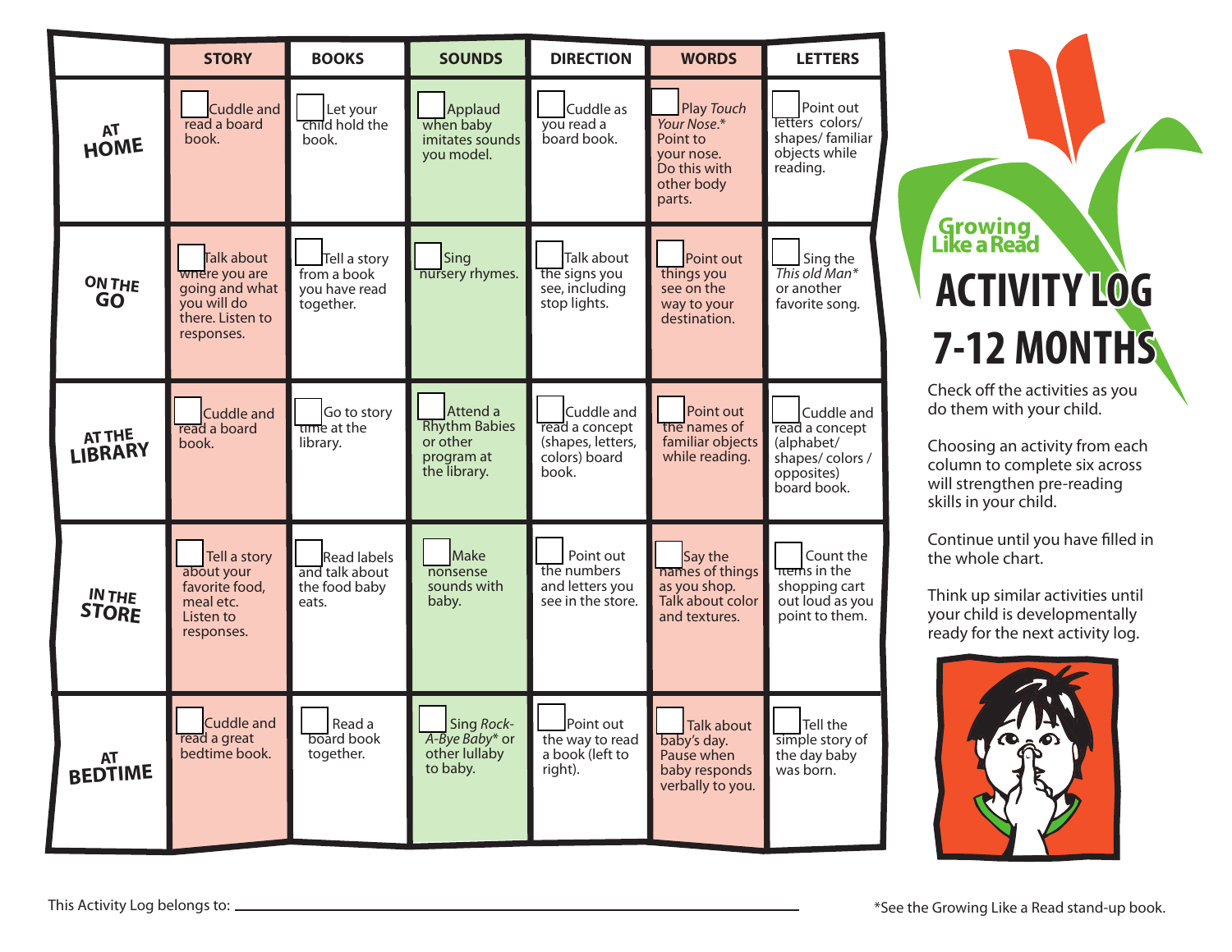Growing Like a Read

# ACTIVITY LOG 7-12 MONTHS

Check off the activities as you do them with your child.

Choosing an activity from each column to complete six across will strengthen pre-reading skills in your child.

Continue until you have filled in the whole chart.

Think up similar activities until your child is developmentally ready for the next activity log.

| | STORY | BOOKS | SOUNDS | DIRECTION | WORDS | LETTERS |
|---|---|---|---|---|---|---|
| AT HOME | ☐ Cuddle and read a board book. | ☐ Let your child hold the book. | ☐ Applaud when baby imitates sounds you model. | ☐ Cuddle as you read a board book. | ☐ Play *Touch Your Nose*.* Point to your nose. Do this with other body parts. | ☐ Point out letters colors/ shapes/ familiar objects while reading. |
| ON THE GO | ☐ Talk about where you are going and what you will do there. Listen to responses. | ☐ Tell a story from a book you have read together. | ☐ Sing nursery rhymes. | ☐ Talk about the signs you see, including stop lights. | ☐ Point out things you see on the way to your destination. | ☐ Sing the *This old Man** or another favorite song. |
| AT THE LIBRARY | ☐ Cuddle and read a board book. | ☐ Go to story time at the library. | ☐ Attend a Rhythm Babies or other program at the library. | ☐ Cuddle and read a concept (shapes, letters, colors) board book. | ☐ Point out the names of familiar objects while reading. | ☐ Cuddle and read a concept (alphabet/ shapes/ colors / opposites) board book. |
| IN THE STORE | ☐ Tell a story about your favorite food, meal etc. Listen to responses. | ☐ Read labels and talk about the food baby eats. | ☐ Make nonsense sounds with baby. | ☐ Point out the numbers and letters you see in the store. | ☐ Say the names of things as you shop. Talk about color and textures. | ☐ Count the items in the shopping cart out loud as you point to them. |
| AT BEDTIME | ☐ Cuddle and read a great bedtime book. | ☐ Read a board book together. | ☐ Sing *Rock-A-Bye Baby** or other lullaby to baby. | ☐ Point out the way to read a book (left to right). | ☐ Talk about baby's day. Pause when baby responds verbally to you. | ☐ Tell the simple story of the day baby was born. |

This Activity Log belongs to: ______________________________

*See the Growing Like a Read stand-up book.